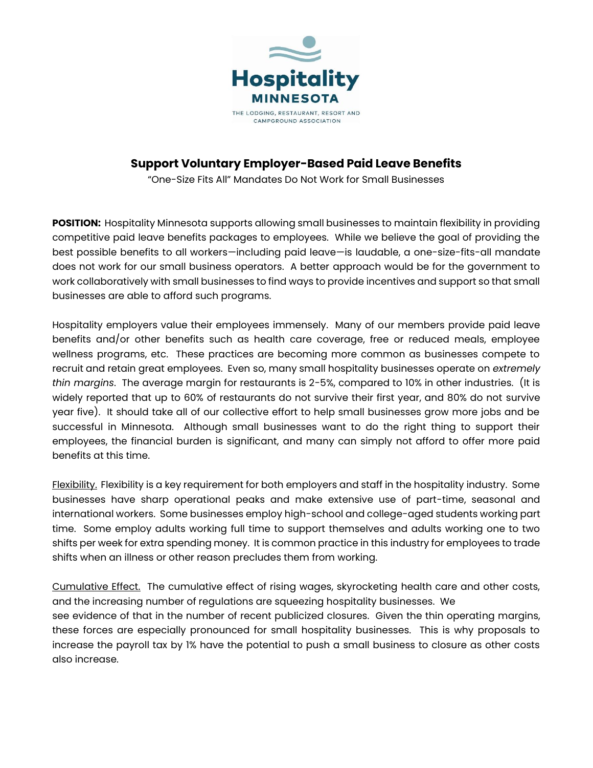Hospitality MINNESOTA

THE LODGING, RESTAURANT, RESORT AND CAMPGROUND ASSOCIATION

## Support Voluntary Employer-Based Paid Leave Benefits

"One-Size Fits All" Mandates Do Not Work for Small Businesses

**POSITION:** Hospitality Minnesota supports allowing small businesses to maintain flexibility in providing competitive paid leave benefits packages to employees. While we believe the goal of providing the best possible benefits to all workers—including paid leave—is laudable, a one-size-fits-all mandate does not work for our small business operators. A better approach would be for the government to work collaboratively with small businesses to find ways to provide incentives and support so that small businesses are able to afford such programs.

Hospitality employers value their employees immensely. Many of our members provide paid leave benefits and/or other benefits such as health care coverage, free or reduced meals, employee wellness programs, etc. These practices are becoming more common as businesses compete to recruit and retain great employees. Even so, many small hospitality businesses operate on *extremely thin margins*. The average margin for restaurants is 2-5%, compared to 10% in other industries. (It is widely reported that up to 60% of restaurants do not survive their first year, and 80% do not survive year five). It should take all of our collective effort to help small businesses grow more jobs and be successful in Minnesota. Although small businesses want to do the right thing to support their employees, the financial burden is significant, and many can simply not afford to offer more paid benefits at this time.

<u>Flexibility.</u> Flexibility is a key requirement for both employers and staff in the hospitality industry. Some businesses have sharp operational peaks and make extensive use of part-time, seasonal and international workers. Some businesses employ high-school and college-aged students working part time. Some employ adults working full time to support themselves and adults working one to two shifts per week for extra spending money. It is common practice in this industry for employees to trade shifts when an illness or other reason precludes them from working.

<u>Cumulative Effect.</u> The cumulative effect of rising wages, skyrocketing health care and other costs, and the increasing number of regulations are squeezing hospitality businesses. We see evidence of that in the number of recent publicized closures. Given the thin operating margins, these forces are especially pronounced for small hospitality businesses. This is why proposals to increase the payroll tax by 1% have the potential to push a small business to closure as other costs also increase.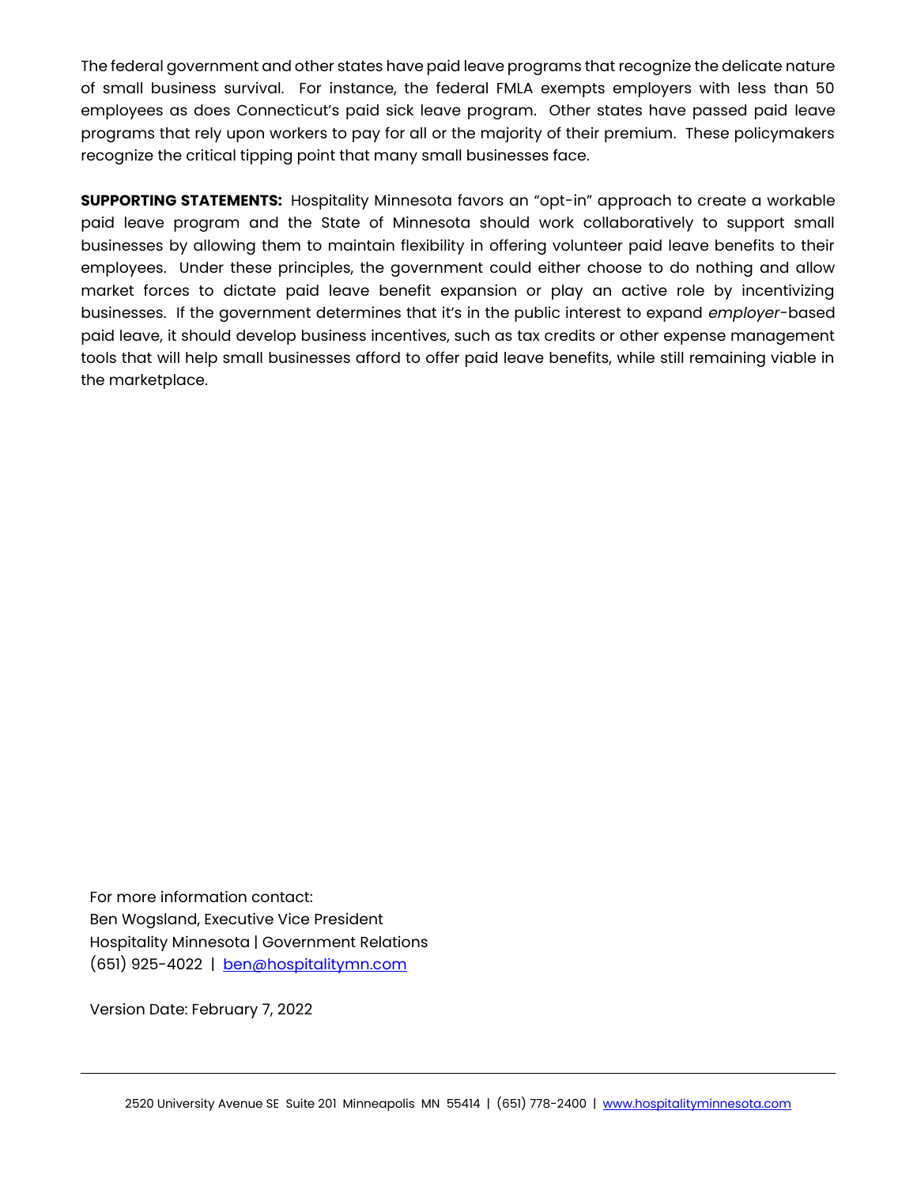The federal government and other states have paid leave programs that recognize the delicate nature of small business survival. For instance, the federal FMLA exempts employers with less than 50 employees as does Connecticut's paid sick leave program. Other states have passed paid leave programs that rely upon workers to pay for all or the majority of their premium. These policymakers recognize the critical tipping point that many small businesses face.

**SUPPORTING STATEMENTS:** Hospitality Minnesota favors an "opt-in" approach to create a workable paid leave program and the State of Minnesota should work collaboratively to support small businesses by allowing them to maintain flexibility in offering volunteer paid leave benefits to their employees. Under these principles, the government could either choose to do nothing and allow market forces to dictate paid leave benefit expansion or play an active role by incentivizing businesses. If the government determines that it's in the public interest to expand *employer*-based paid leave, it should develop business incentives, such as tax credits or other expense management tools that will help small businesses afford to offer paid leave benefits, while still remaining viable in the marketplace.

For more information contact:
Ben Wogsland, Executive Vice President
Hospitality Minnesota | Government Relations
(651) 925-4022 | ben@hospitalitymn.com

Version Date: February 7, 2022

2520 University Avenue SE Suite 201 Minneapolis MN 55414 | (651) 778-2400 | www.hospitalityminnesota.com